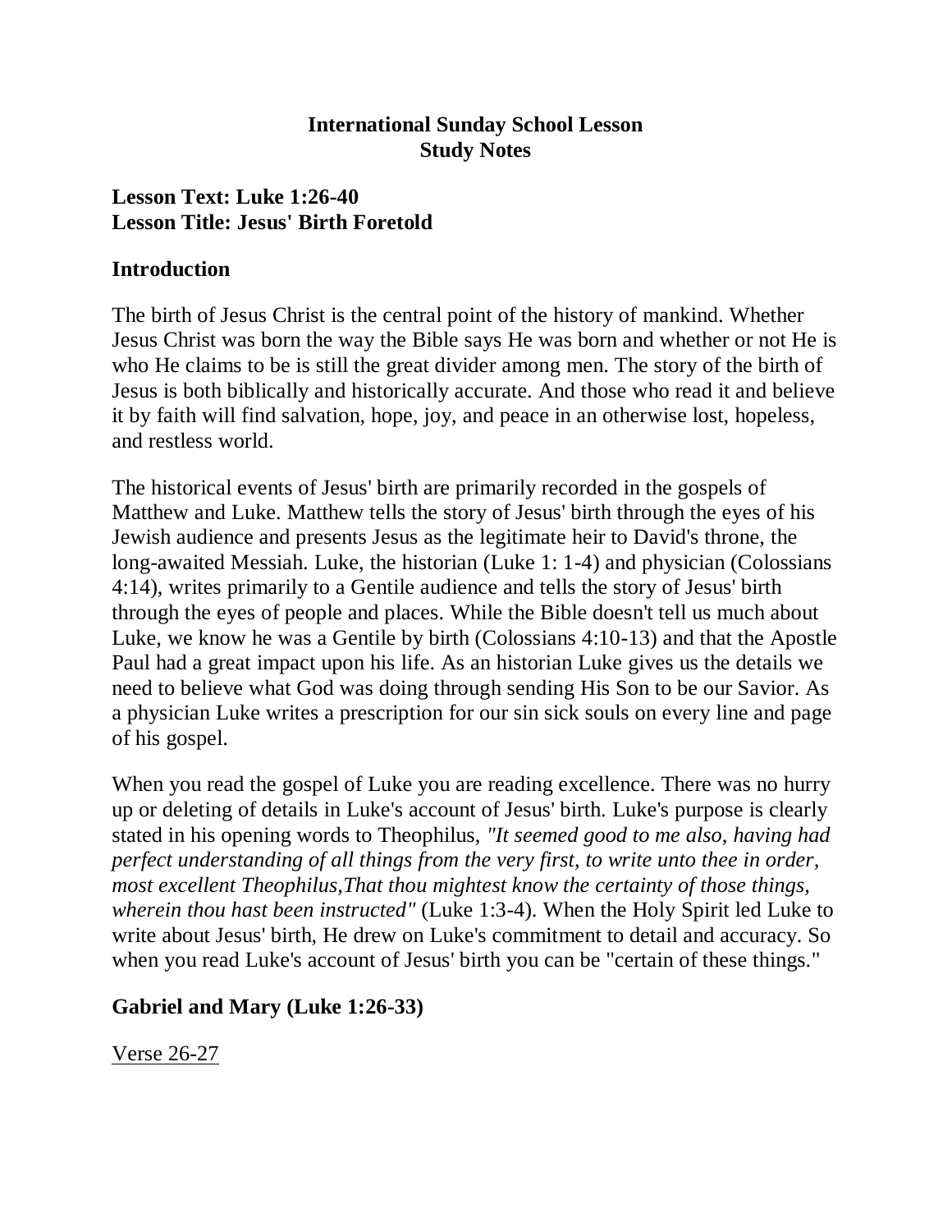**International Sunday School Lesson**
**Study Notes**

## Lesson Text: Luke 1:26-40
## Lesson Title: Jesus' Birth Foretold

### Introduction

The birth of Jesus Christ is the central point of the history of mankind. Whether Jesus Christ was born the way the Bible says He was born and whether or not He is who He claims to be is still the great divider among men. The story of the birth of Jesus is both biblically and historically accurate. And those who read it and believe it by faith will find salvation, hope, joy, and peace in an otherwise lost, hopeless, and restless world.

The historical events of Jesus' birth are primarily recorded in the gospels of Matthew and Luke. Matthew tells the story of Jesus' birth through the eyes of his Jewish audience and presents Jesus as the legitimate heir to David's throne, the long-awaited Messiah. Luke, the historian (Luke 1: 1-4) and physician (Colossians 4:14), writes primarily to a Gentile audience and tells the story of Jesus' birth through the eyes of people and places. While the Bible doesn't tell us much about Luke, we know he was a Gentile by birth (Colossians 4:10-13) and that the Apostle Paul had a great impact upon his life. As an historian Luke gives us the details we need to believe what God was doing through sending His Son to be our Savior. As a physician Luke writes a prescription for our sin sick souls on every line and page of his gospel.

When you read the gospel of Luke you are reading excellence. There was no hurry up or deleting of details in Luke's account of Jesus' birth. Luke's purpose is clearly stated in his opening words to Theophilus, *"It seemed good to me also, having had perfect understanding of all things from the very first, to write unto thee in order, most excellent Theophilus,That thou mightest know the certainty of those things, wherein thou hast been instructed"* (Luke 1:3-4). When the Holy Spirit led Luke to write about Jesus' birth, He drew on Luke's commitment to detail and accuracy. So when you read Luke's account of Jesus' birth you can be "certain of these things."

### Gabriel and Mary (Luke 1:26-33)

<u>Verse 26-27</u>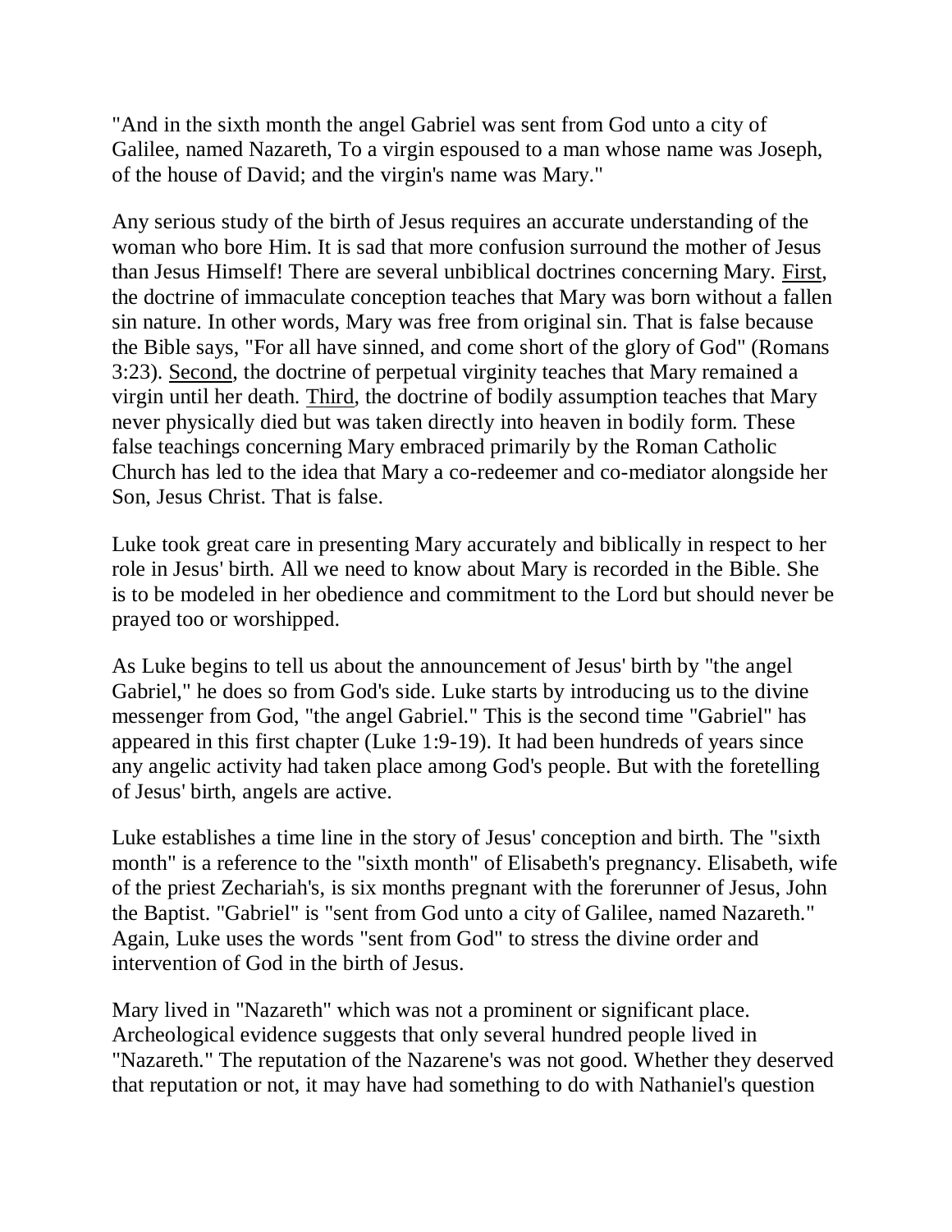"And in the sixth month the angel Gabriel was sent from God unto a city of Galilee, named Nazareth, To a virgin espoused to a man whose name was Joseph, of the house of David; and the virgin's name was Mary."

Any serious study of the birth of Jesus requires an accurate understanding of the woman who bore Him. It is sad that more confusion surround the mother of Jesus than Jesus Himself! There are several unbiblical doctrines concerning Mary. <u>First</u>, the doctrine of immaculate conception teaches that Mary was born without a fallen sin nature. In other words, Mary was free from original sin. That is false because the Bible says, "For all have sinned, and come short of the glory of God" (Romans 3:23). <u>Second</u>, the doctrine of perpetual virginity teaches that Mary remained a virgin until her death. <u>Third</u>, the doctrine of bodily assumption teaches that Mary never physically died but was taken directly into heaven in bodily form. These false teachings concerning Mary embraced primarily by the Roman Catholic Church has led to the idea that Mary a co-redeemer and co-mediator alongside her Son, Jesus Christ. That is false.

Luke took great care in presenting Mary accurately and biblically in respect to her role in Jesus' birth. All we need to know about Mary is recorded in the Bible. She is to be modeled in her obedience and commitment to the Lord but should never be prayed too or worshipped.

As Luke begins to tell us about the announcement of Jesus' birth by "the angel Gabriel," he does so from God's side. Luke starts by introducing us to the divine messenger from God, "the angel Gabriel." This is the second time "Gabriel" has appeared in this first chapter (Luke 1:9-19). It had been hundreds of years since any angelic activity had taken place among God's people. But with the foretelling of Jesus' birth, angels are active.

Luke establishes a time line in the story of Jesus' conception and birth. The "sixth month" is a reference to the "sixth month" of Elisabeth's pregnancy. Elisabeth, wife of the priest Zechariah's, is six months pregnant with the forerunner of Jesus, John the Baptist. "Gabriel" is "sent from God unto a city of Galilee, named Nazareth." Again, Luke uses the words "sent from God" to stress the divine order and intervention of God in the birth of Jesus.

Mary lived in "Nazareth" which was not a prominent or significant place. Archeological evidence suggests that only several hundred people lived in "Nazareth." The reputation of the Nazarene's was not good. Whether they deserved that reputation or not, it may have had something to do with Nathaniel's question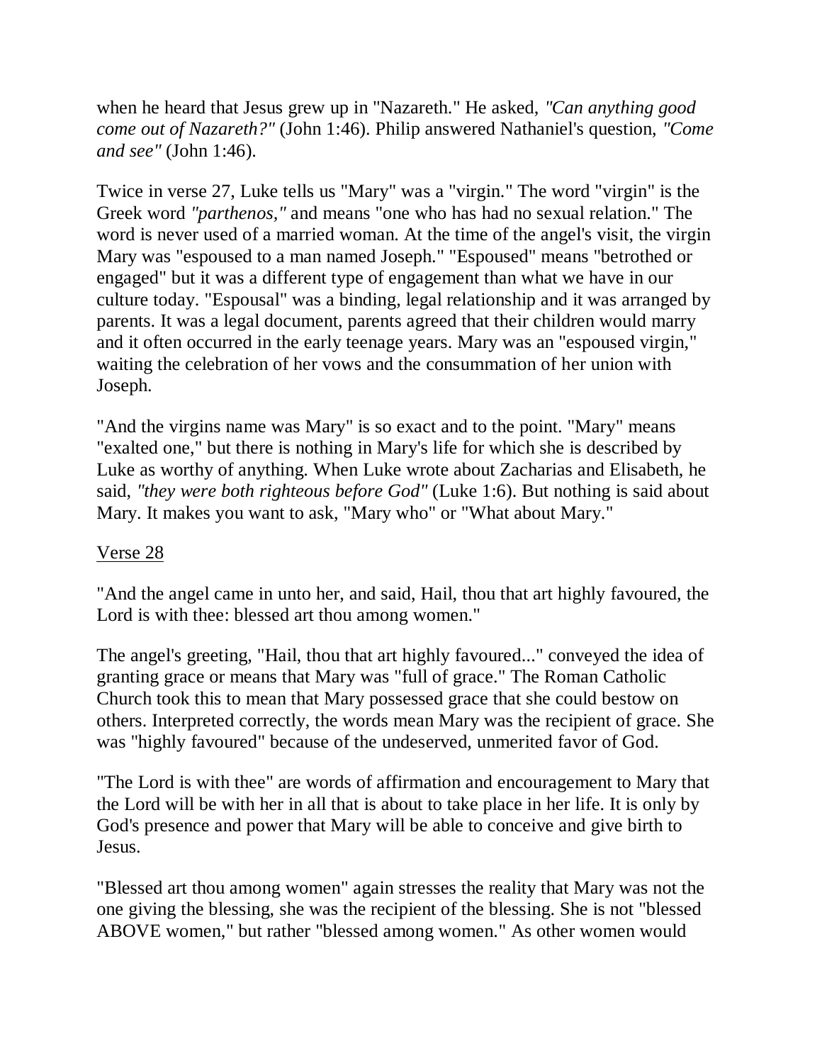when he heard that Jesus grew up in "Nazareth." He asked, *"Can anything good come out of Nazareth?"* (John 1:46). Philip answered Nathaniel's question, *"Come and see"* (John 1:46).

Twice in verse 27, Luke tells us "Mary" was a "virgin." The word "virgin" is the Greek word *"parthenos,"* and means "one who has had no sexual relation." The word is never used of a married woman. At the time of the angel's visit, the virgin Mary was "espoused to a man named Joseph." "Espoused" means "betrothed or engaged" but it was a different type of engagement than what we have in our culture today. "Espousal" was a binding, legal relationship and it was arranged by parents. It was a legal document, parents agreed that their children would marry and it often occurred in the early teenage years. Mary was an "espoused virgin," waiting the celebration of her vows and the consummation of her union with Joseph.

"And the virgins name was Mary" is so exact and to the point. "Mary" means "exalted one," but there is nothing in Mary's life for which she is described by Luke as worthy of anything. When Luke wrote about Zacharias and Elisabeth, he said, *"they were both righteous before God"* (Luke 1:6). But nothing is said about Mary. It makes you want to ask, "Mary who" or "What about Mary."

<u>Verse 28</u>

"And the angel came in unto her, and said, Hail, thou that art highly favoured, the Lord is with thee: blessed art thou among women."

The angel's greeting, "Hail, thou that art highly favoured..." conveyed the idea of granting grace or means that Mary was "full of grace." The Roman Catholic Church took this to mean that Mary possessed grace that she could bestow on others. Interpreted correctly, the words mean Mary was the recipient of grace. She was "highly favoured" because of the undeserved, unmerited favor of God.

"The Lord is with thee" are words of affirmation and encouragement to Mary that the Lord will be with her in all that is about to take place in her life. It is only by God's presence and power that Mary will be able to conceive and give birth to Jesus.

"Blessed art thou among women" again stresses the reality that Mary was not the one giving the blessing, she was the recipient of the blessing. She is not "blessed ABOVE women," but rather "blessed among women." As other women would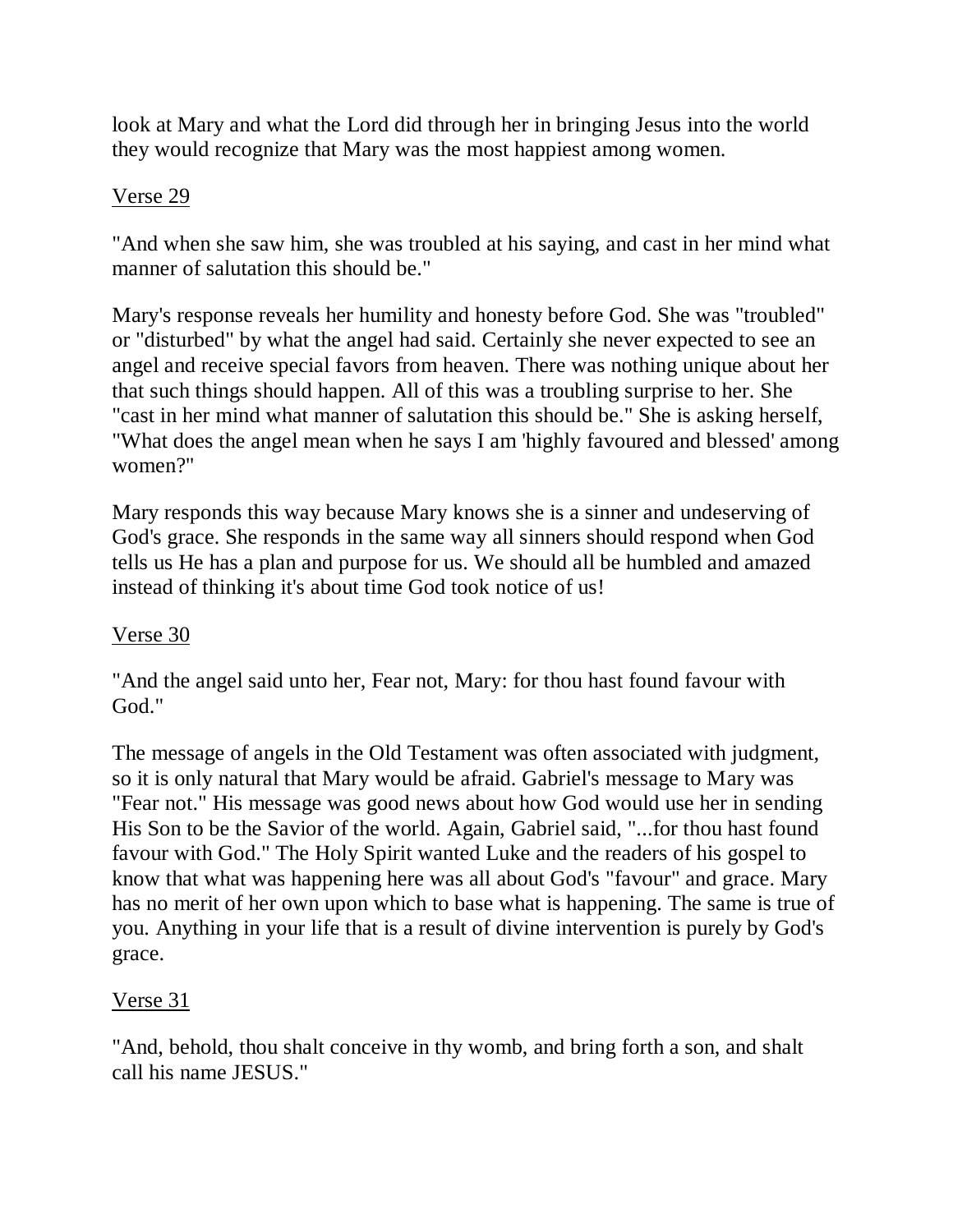look at Mary and what the Lord did through her in bringing Jesus into the world they would recognize that Mary was the most happiest among women.

<u>Verse 29</u>

"And when she saw him, she was troubled at his saying, and cast in her mind what manner of salutation this should be."

Mary's response reveals her humility and honesty before God. She was "troubled" or "disturbed" by what the angel had said. Certainly she never expected to see an angel and receive special favors from heaven. There was nothing unique about her that such things should happen. All of this was a troubling surprise to her. She "cast in her mind what manner of salutation this should be." She is asking herself, "What does the angel mean when he says I am 'highly favoured and blessed' among women?"

Mary responds this way because Mary knows she is a sinner and undeserving of God's grace. She responds in the same way all sinners should respond when God tells us He has a plan and purpose for us. We should all be humbled and amazed instead of thinking it's about time God took notice of us!

<u>Verse 30</u>

"And the angel said unto her, Fear not, Mary: for thou hast found favour with God."

The message of angels in the Old Testament was often associated with judgment, so it is only natural that Mary would be afraid. Gabriel's message to Mary was "Fear not." His message was good news about how God would use her in sending His Son to be the Savior of the world. Again, Gabriel said, "...for thou hast found favour with God." The Holy Spirit wanted Luke and the readers of his gospel to know that what was happening here was all about God's "favour" and grace. Mary has no merit of her own upon which to base what is happening. The same is true of you. Anything in your life that is a result of divine intervention is purely by God's grace.

<u>Verse 31</u>

"And, behold, thou shalt conceive in thy womb, and bring forth a son, and shalt call his name JESUS."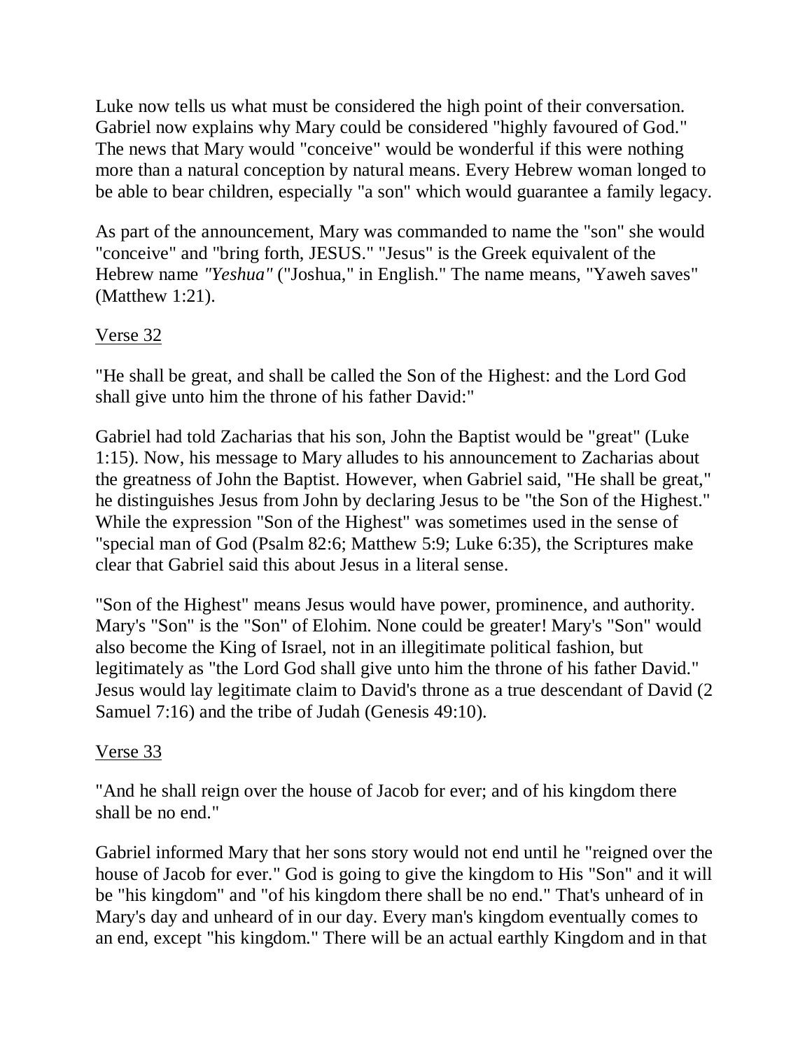Luke now tells us what must be considered the high point of their conversation. Gabriel now explains why Mary could be considered "highly favoured of God." The news that Mary would "conceive" would be wonderful if this were nothing more than a natural conception by natural means. Every Hebrew woman longed to be able to bear children, especially "a son" which would guarantee a family legacy.

As part of the announcement, Mary was commanded to name the "son" she would "conceive" and "bring forth, JESUS." "Jesus" is the Greek equivalent of the Hebrew name *"Yeshua"* ("Joshua," in English." The name means, "Yaweh saves" (Matthew 1:21).

<u>Verse 32</u>

"He shall be great, and shall be called the Son of the Highest: and the Lord God shall give unto him the throne of his father David:"

Gabriel had told Zacharias that his son, John the Baptist would be "great" (Luke 1:15). Now, his message to Mary alludes to his announcement to Zacharias about the greatness of John the Baptist. However, when Gabriel said, "He shall be great," he distinguishes Jesus from John by declaring Jesus to be "the Son of the Highest." While the expression "Son of the Highest" was sometimes used in the sense of "special man of God (Psalm 82:6; Matthew 5:9; Luke 6:35), the Scriptures make clear that Gabriel said this about Jesus in a literal sense.

"Son of the Highest" means Jesus would have power, prominence, and authority. Mary's "Son" is the "Son" of Elohim. None could be greater! Mary's "Son" would also become the King of Israel, not in an illegitimate political fashion, but legitimately as "the Lord God shall give unto him the throne of his father David." Jesus would lay legitimate claim to David's throne as a true descendant of David (2 Samuel 7:16) and the tribe of Judah (Genesis 49:10).

<u>Verse 33</u>

"And he shall reign over the house of Jacob for ever; and of his kingdom there shall be no end."

Gabriel informed Mary that her sons story would not end until he "reigned over the house of Jacob for ever." God is going to give the kingdom to His "Son" and it will be "his kingdom" and "of his kingdom there shall be no end." That's unheard of in Mary's day and unheard of in our day. Every man's kingdom eventually comes to an end, except "his kingdom." There will be an actual earthly Kingdom and in that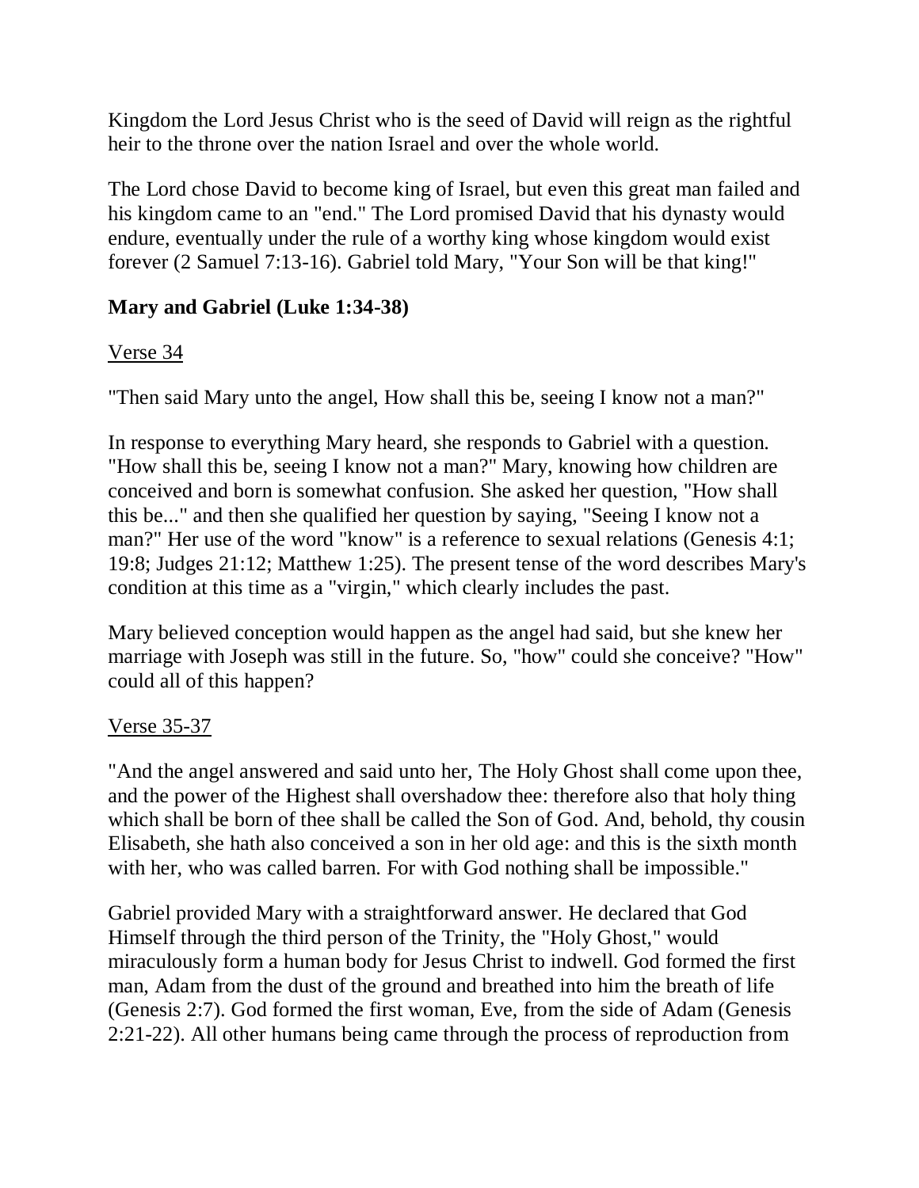Kingdom the Lord Jesus Christ who is the seed of David will reign as the rightful heir to the throne over the nation Israel and over the whole world.

The Lord chose David to become king of Israel, but even this great man failed and his kingdom came to an "end." The Lord promised David that his dynasty would endure, eventually under the rule of a worthy king whose kingdom would exist forever (2 Samuel 7:13-16). Gabriel told Mary, "Your Son will be that king!"

### Mary and Gabriel (Luke 1:34-38)

<u>Verse 34</u>

"Then said Mary unto the angel, How shall this be, seeing I know not a man?"

In response to everything Mary heard, she responds to Gabriel with a question. "How shall this be, seeing I know not a man?" Mary, knowing how children are conceived and born is somewhat confusion. She asked her question, "How shall this be..." and then she qualified her question by saying, "Seeing I know not a man?" Her use of the word "know" is a reference to sexual relations (Genesis 4:1; 19:8; Judges 21:12; Matthew 1:25). The present tense of the word describes Mary's condition at this time as a "virgin," which clearly includes the past.

Mary believed conception would happen as the angel had said, but she knew her marriage with Joseph was still in the future. So, "how" could she conceive? "How" could all of this happen?

<u>Verse 35-37</u>

"And the angel answered and said unto her, The Holy Ghost shall come upon thee, and the power of the Highest shall overshadow thee: therefore also that holy thing which shall be born of thee shall be called the Son of God. And, behold, thy cousin Elisabeth, she hath also conceived a son in her old age: and this is the sixth month with her, who was called barren. For with God nothing shall be impossible."

Gabriel provided Mary with a straightforward answer. He declared that God Himself through the third person of the Trinity, the "Holy Ghost," would miraculously form a human body for Jesus Christ to indwell. God formed the first man, Adam from the dust of the ground and breathed into him the breath of life (Genesis 2:7). God formed the first woman, Eve, from the side of Adam (Genesis 2:21-22). All other humans being came through the process of reproduction from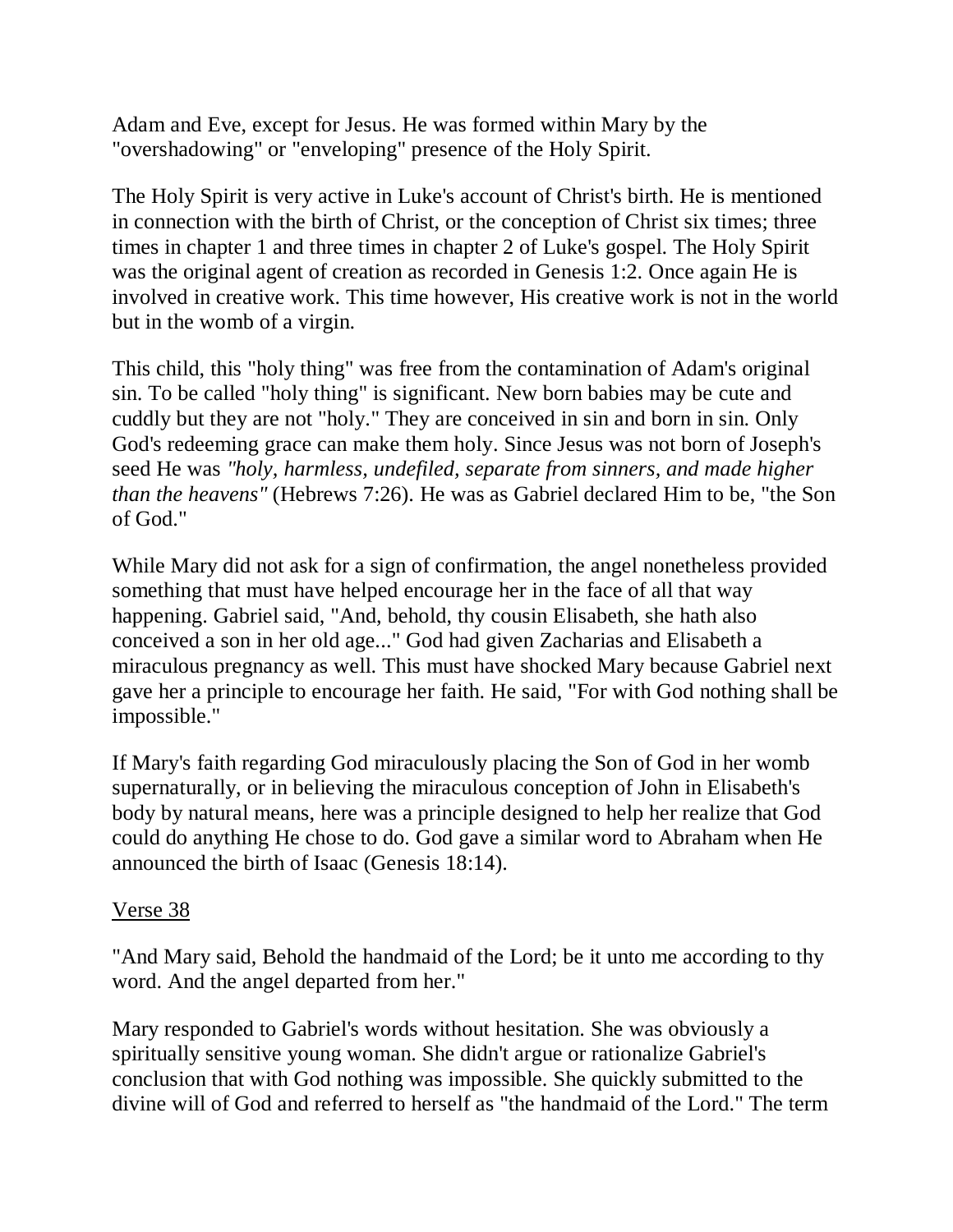Adam and Eve, except for Jesus. He was formed within Mary by the "overshadowing" or "enveloping" presence of the Holy Spirit.

The Holy Spirit is very active in Luke's account of Christ's birth. He is mentioned in connection with the birth of Christ, or the conception of Christ six times; three times in chapter 1 and three times in chapter 2 of Luke's gospel. The Holy Spirit was the original agent of creation as recorded in Genesis 1:2. Once again He is involved in creative work. This time however, His creative work is not in the world but in the womb of a virgin.

This child, this "holy thing" was free from the contamination of Adam's original sin. To be called "holy thing" is significant. New born babies may be cute and cuddly but they are not "holy." They are conceived in sin and born in sin. Only God's redeeming grace can make them holy. Since Jesus was not born of Joseph's seed He was *"holy, harmless, undefiled, separate from sinners, and made higher than the heavens"* (Hebrews 7:26). He was as Gabriel declared Him to be, "the Son of God."

While Mary did not ask for a sign of confirmation, the angel nonetheless provided something that must have helped encourage her in the face of all that way happening. Gabriel said, "And, behold, thy cousin Elisabeth, she hath also conceived a son in her old age..." God had given Zacharias and Elisabeth a miraculous pregnancy as well. This must have shocked Mary because Gabriel next gave her a principle to encourage her faith. He said, "For with God nothing shall be impossible."

If Mary's faith regarding God miraculously placing the Son of God in her womb supernaturally, or in believing the miraculous conception of John in Elisabeth's body by natural means, here was a principle designed to help her realize that God could do anything He chose to do. God gave a similar word to Abraham when He announced the birth of Isaac (Genesis 18:14).

<u>Verse 38</u>

"And Mary said, Behold the handmaid of the Lord; be it unto me according to thy word. And the angel departed from her."

Mary responded to Gabriel's words without hesitation. She was obviously a spiritually sensitive young woman. She didn't argue or rationalize Gabriel's conclusion that with God nothing was impossible. She quickly submitted to the divine will of God and referred to herself as "the handmaid of the Lord." The term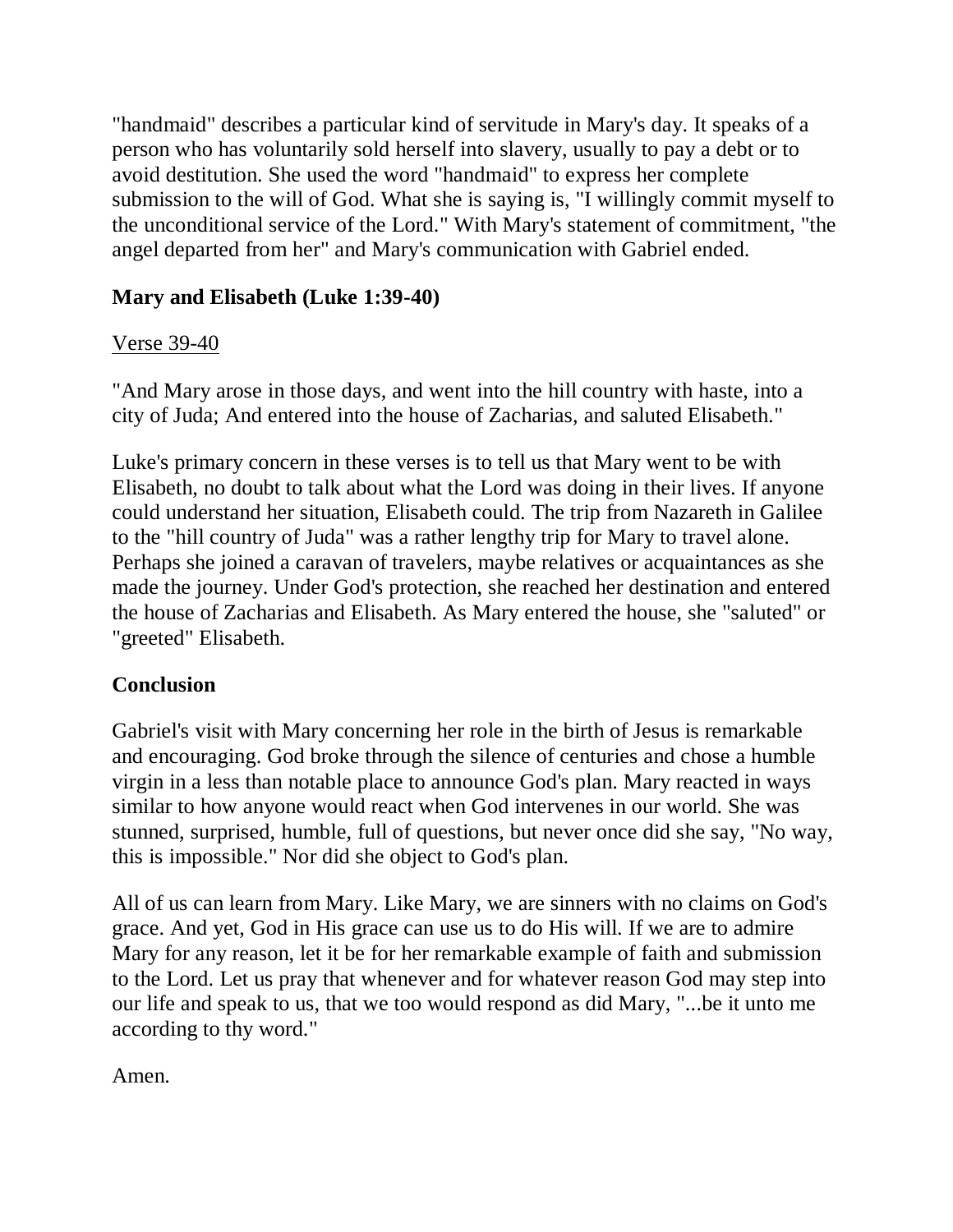"handmaid" describes a particular kind of servitude in Mary's day. It speaks of a person who has voluntarily sold herself into slavery, usually to pay a debt or to avoid destitution. She used the word "handmaid" to express her complete submission to the will of God. What she is saying is, "I willingly commit myself to the unconditional service of the Lord." With Mary's statement of commitment, "the angel departed from her" and Mary's communication with Gabriel ended.

### Mary and Elisabeth (Luke 1:39-40)

<u>Verse 39-40</u>

"And Mary arose in those days, and went into the hill country with haste, into a city of Juda; And entered into the house of Zacharias, and saluted Elisabeth."

Luke's primary concern in these verses is to tell us that Mary went to be with Elisabeth, no doubt to talk about what the Lord was doing in their lives. If anyone could understand her situation, Elisabeth could. The trip from Nazareth in Galilee to the "hill country of Juda" was a rather lengthy trip for Mary to travel alone. Perhaps she joined a caravan of travelers, maybe relatives or acquaintances as she made the journey. Under God's protection, she reached her destination and entered the house of Zacharias and Elisabeth. As Mary entered the house, she "saluted" or "greeted" Elisabeth.

### Conclusion

Gabriel's visit with Mary concerning her role in the birth of Jesus is remarkable and encouraging. God broke through the silence of centuries and chose a humble virgin in a less than notable place to announce God's plan. Mary reacted in ways similar to how anyone would react when God intervenes in our world. She was stunned, surprised, humble, full of questions, but never once did she say, "No way, this is impossible." Nor did she object to God's plan.

All of us can learn from Mary. Like Mary, we are sinners with no claims on God's grace. And yet, God in His grace can use us to do His will. If we are to admire Mary for any reason, let it be for her remarkable example of faith and submission to the Lord. Let us pray that whenever and for whatever reason God may step into our life and speak to us, that we too would respond as did Mary, "...be it unto me according to thy word."

Amen.